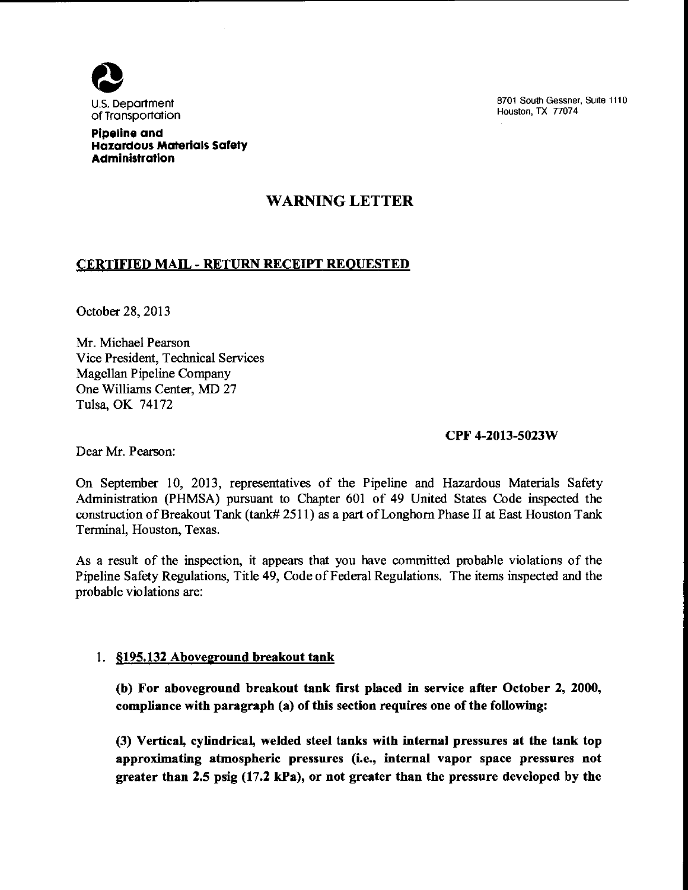U.S. Department of Transportation

**Pipeline and Hazardous Materials Safety Administration**

8701 South Gessner, Suite 1110
Houston, TX 77074

# WARNING LETTER

## CERTIFIED MAIL - RETURN RECEIPT REQUESTED

October 28, 2013

Mr. Michael Pearson
Vice President, Technical Services
Magellan Pipeline Company
One Williams Center, MD 27
Tulsa, OK 74172

**CPF 4-2013-5023W**

Dear Mr. Pearson:

On September 10, 2013, representatives of the Pipeline and Hazardous Materials Safety Administration (PHMSA) pursuant to Chapter 601 of 49 United States Code inspected the construction of Breakout Tank (tank# 2511) as a part of Longhorn Phase II at East Houston Tank Terminal, Houston, Texas.

As a result of the inspection, it appears that you have committed probable violations of the Pipeline Safety Regulations, Title 49, Code of Federal Regulations. The items inspected and the probable violations are:

1. **§195.132 Aboveground breakout tank**

   **(b) For aboveground breakout tank first placed in service after October 2, 2000, compliance with paragraph (a) of this section requires one of the following:**

   **(3) Vertical, cylindrical, welded steel tanks with internal pressures at the tank top approximating atmospheric pressures (i.e., internal vapor space pressures not greater than 2.5 psig (17.2 kPa), or not greater than the pressure developed by the**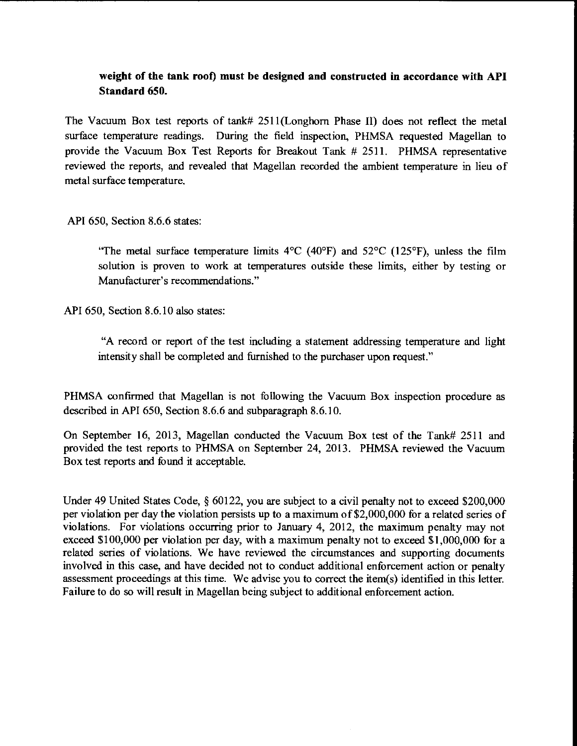**weight of the tank roof) must be designed and constructed in accordance with API Standard 650.**

The Vacuum Box test reports of tank# 2511(Longhorn Phase II) does not reflect the metal surface temperature readings. During the field inspection, PHMSA requested Magellan to provide the Vacuum Box Test Reports for Breakout Tank # 2511. PHMSA representative reviewed the reports, and revealed that Magellan recorded the ambient temperature in lieu of metal surface temperature.

API 650, Section 8.6.6 states:

> "The metal surface temperature limits 4°C (40°F) and 52°C (125°F), unless the film solution is proven to work at temperatures outside these limits, either by testing or Manufacturer's recommendations."

API 650, Section 8.6.10 also states:

> "A record or report of the test including a statement addressing temperature and light intensity shall be completed and furnished to the purchaser upon request."

PHMSA confirmed that Magellan is not following the Vacuum Box inspection procedure as described in API 650, Section 8.6.6 and subparagraph 8.6.10.

On September 16, 2013, Magellan conducted the Vacuum Box test of the Tank# 2511 and provided the test reports to PHMSA on September 24, 2013. PHMSA reviewed the Vacuum Box test reports and found it acceptable.

Under 49 United States Code, § 60122, you are subject to a civil penalty not to exceed $200,000 per violation per day the violation persists up to a maximum of $2,000,000 for a related series of violations. For violations occurring prior to January 4, 2012, the maximum penalty may not exceed $100,000 per violation per day, with a maximum penalty not to exceed $1,000,000 for a related series of violations. We have reviewed the circumstances and supporting documents involved in this case, and have decided not to conduct additional enforcement action or penalty assessment proceedings at this time. We advise you to correct the item(s) identified in this letter. Failure to do so will result in Magellan being subject to additional enforcement action.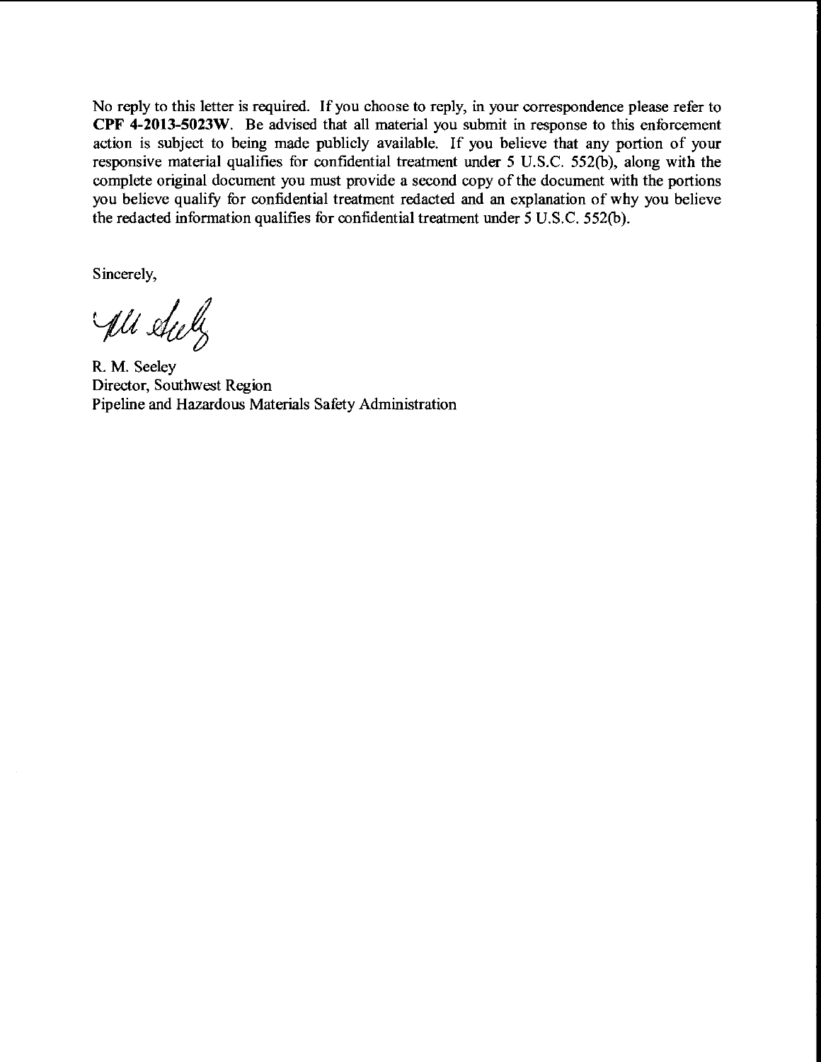No reply to this letter is required. If you choose to reply, in your correspondence please refer to **CPF 4-2013-5023W**. Be advised that all material you submit in response to this enforcement action is subject to being made publicly available. If you believe that any portion of your responsive material qualifies for confidential treatment under 5 U.S.C. 552(b), along with the complete original document you must provide a second copy of the document with the portions you believe qualify for confidential treatment redacted and an explanation of why you believe the redacted information qualifies for confidential treatment under 5 U.S.C. 552(b).

Sincerely,

R. M. Seeley
Director, Southwest Region
Pipeline and Hazardous Materials Safety Administration